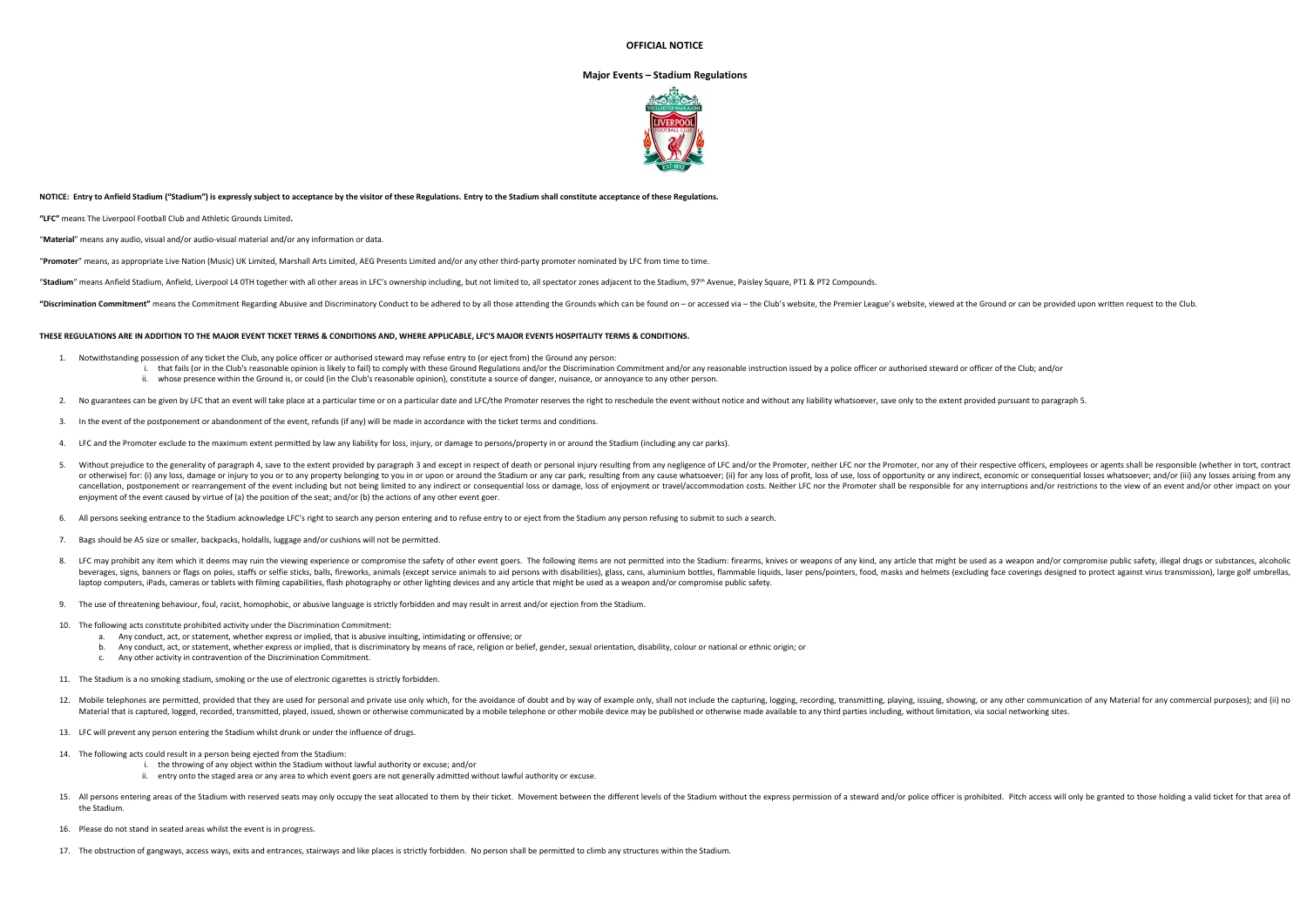**OFFICIAL NOTICE**

**Major Events – Stadium Regulations**

**NOTICE: Entry to Anfield Stadium ("Stadium") is expressly subject to acceptance by the visitor of these Regulations. Entry to the Stadium shall constitute acceptance of these Regulations.**

**"LFC"** means The Liverpool Football Club and Athletic Grounds Limited**.**

"**Material**" means any audio, visual and/or audio-visual material and/or any information or data.

"**Promoter**" means, as appropriate Live Nation (Music) UK Limited, Marshall Arts Limited, AEG Presents Limited and/or any other third-party promoter nominated by LFC from time to time.

"**Stadium**" means Anfield Stadium, Anfield, Liverpool L4 0TH together with all other areas in LFC's ownership including, but not limited to, all spectator zones adjacent to the Stadium, 97th Avenue, Paisley Square, PT1 & PT2 Compounds.

**"Discrimination Commitment"** means the Commitment Regarding Abusive and Discriminatory Conduct to be adhered to by all those attending the Grounds which can be found on – or accessed via – the Club's website, the Premier League's website, viewed at the Ground or can be provided upon written request to the Club.

**THESE REGULATIONS ARE IN ADDITION TO THE MAJOR EVENT TICKET TERMS & CONDITIONS AND, WHERE APPLICABLE, LFC'S MAJOR EVENTS HOSPITALITY TERMS & CONDITIONS.**

1. Notwithstanding possession of any ticket the Club, any police officer or authorised steward may refuse entry to (or eject from) the Ground any person:
   i. that fails (or in the Club's reasonable opinion is likely to fail) to comply with these Ground Regulations and/or the Discrimination Commitment and/or any reasonable instruction issued by a police officer or authorised steward or officer of the Club; and/or
   ii. whose presence within the Ground is, or could (in the Club's reasonable opinion), constitute a source of danger, nuisance, or annoyance to any other person.
2. No guarantees can be given by LFC that an event will take place at a particular time or on a particular date and LFC/the Promoter reserves the right to reschedule the event without notice and without any liability whatsoever, save only to the extent provided pursuant to paragraph 5.
3. In the event of the postponement or abandonment of the event, refunds (if any) will be made in accordance with the ticket terms and conditions.
4. LFC and the Promoter exclude to the maximum extent permitted by law any liability for loss, injury, or damage to persons/property in or around the Stadium (including any car parks).
5. Without prejudice to the generality of paragraph 4, save to the extent provided by paragraph 3 and except in respect of death or personal injury resulting from any negligence of LFC and/or the Promoter, neither LFC nor the Promoter, nor any of their respective officers, employees or agents shall be responsible (whether in tort, contract or otherwise) for: (i) any loss, damage or injury to you or to any property belonging to you in or upon or around the Stadium or any car park, resulting from any cause whatsoever; (ii) for any loss of profit, loss of use, loss of opportunity or any indirect, economic or consequential losses whatsoever; and/or (iii) any losses arising from any cancellation, postponement or rearrangement of the event including but not being limited to any indirect or consequential loss or damage, loss of enjoyment or travel/accommodation costs. Neither LFC nor the Promoter shall be responsible for any interruptions and/or restrictions to the view of an event and/or other impact on your enjoyment of the event caused by virtue of (a) the position of the seat; and/or (b) the actions of any other event goer.
6. All persons seeking entrance to the Stadium acknowledge LFC's right to search any person entering and to refuse entry to or eject from the Stadium any person refusing to submit to such a search.
7. Bags should be A5 size or smaller, backpacks, holdalls, luggage and/or cushions will not be permitted.
8. LFC may prohibit any item which it deems may ruin the viewing experience or compromise the safety of other event goers. The following items are not permitted into the Stadium: firearms, knives or weapons of any kind, any article that might be used as a weapon and/or compromise public safety, illegal drugs or substances, alcoholic beverages, signs, banners or flags on poles, staffs or selfie sticks, balls, fireworks, animals (except service animals to aid persons with disabilities), glass, cans, aluminium bottles, flammable liquids, laser pens/pointers, food, masks and helmets (excluding face coverings designed to protect against virus transmission), large golf umbrellas, laptop computers, iPads, cameras or tablets with filming capabilities, flash photography or other lighting devices and any article that might be used as a weapon and/or compromise public safety.
9. The use of threatening behaviour, foul, racist, homophobic, or abusive language is strictly forbidden and may result in arrest and/or ejection from the Stadium.
10. The following acts constitute prohibited activity under the Discrimination Commitment:
    a. Any conduct, act, or statement, whether express or implied, that is abusive insulting, intimidating or offensive; or
    b. Any conduct, act, or statement, whether express or implied, that is discriminatory by means of race, religion or belief, gender, sexual orientation, disability, colour or national or ethnic origin; or
    c. Any other activity in contravention of the Discrimination Commitment.
11. The Stadium is a no smoking stadium, smoking or the use of electronic cigarettes is strictly forbidden.
12. Mobile telephones are permitted, provided that they are used for personal and private use only which, for the avoidance of doubt and by way of example only, shall not include the capturing, logging, recording, transmitting, playing, issuing, showing, or any other communication of any Material for any commercial purposes); and (ii) no Material that is captured, logged, recorded, transmitted, played, issued, shown or otherwise communicated by a mobile telephone or other mobile device may be published or otherwise made available to any third parties including, without limitation, via social networking sites.
13. LFC will prevent any person entering the Stadium whilst drunk or under the influence of drugs.
14. The following acts could result in a person being ejected from the Stadium:
    i. the throwing of any object within the Stadium without lawful authority or excuse; and/or
    ii. entry onto the staged area or any area to which event goers are not generally admitted without lawful authority or excuse.
15. All persons entering areas of the Stadium with reserved seats may only occupy the seat allocated to them by their ticket. Movement between the different levels of the Stadium without the express permission of a steward and/or police officer is prohibited. Pitch access will only be granted to those holding a valid ticket for that area of the Stadium.
16. Please do not stand in seated areas whilst the event is in progress.
17. The obstruction of gangways, access ways, exits and entrances, stairways and like places is strictly forbidden. No person shall be permitted to climb any structures within the Stadium.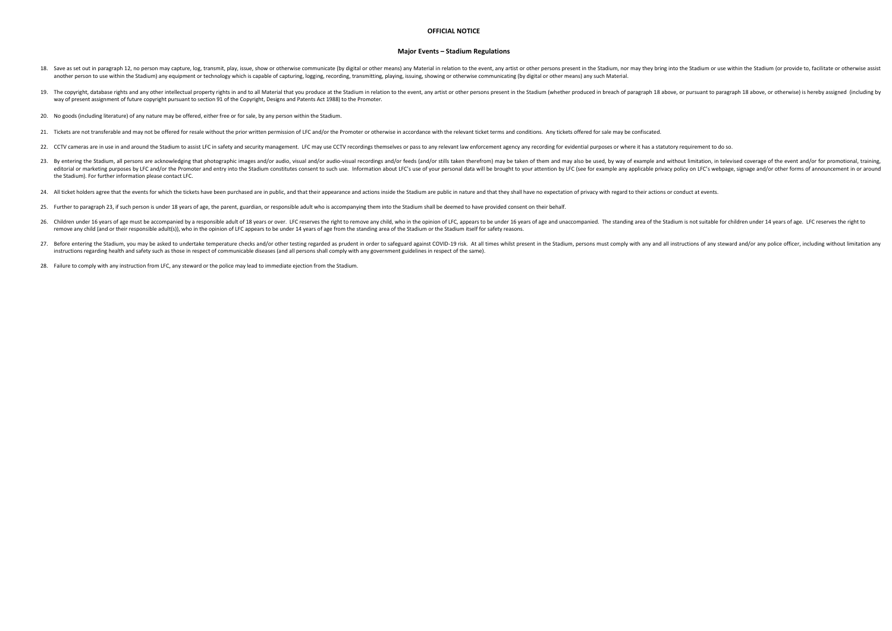**OFFICIAL NOTICE**

**Major Events – Stadium Regulations**

18. Save as set out in paragraph 12, no person may capture, log, transmit, play, issue, show or otherwise communicate (by digital or other means) any Material in relation to the event, any artist or other persons present in the Stadium, nor may they bring into the Stadium or use within the Stadium (or provide to, facilitate or otherwise assist another person to use within the Stadium) any equipment or technology which is capable of capturing, logging, recording, transmitting, playing, issuing, showing or otherwise communicating (by digital or other means) any such Material.

19. The copyright, database rights and any other intellectual property rights in and to all Material that you produce at the Stadium in relation to the event, any artist or other persons present in the Stadium (whether produced in breach of paragraph 18 above, or pursuant to paragraph 18 above, or otherwise) is hereby assigned (including by way of present assignment of future copyright pursuant to section 91 of the Copyright, Designs and Patents Act 1988) to the Promoter.

20. No goods (including literature) of any nature may be offered, either free or for sale, by any person within the Stadium.

21. Tickets are not transferable and may not be offered for resale without the prior written permission of LFC and/or the Promoter or otherwise in accordance with the relevant ticket terms and conditions. Any tickets offered for sale may be confiscated.

22. CCTV cameras are in use in and around the Stadium to assist LFC in safety and security management. LFC may use CCTV recordings themselves or pass to any relevant law enforcement agency any recording for evidential purposes or where it has a statutory requirement to do so.

23. By entering the Stadium, all persons are acknowledging that photographic images and/or audio, visual and/or audio-visual recordings and/or feeds (and/or stills taken therefrom) may be taken of them and may also be used, by way of example and without limitation, in televised coverage of the event and/or for promotional, training, editorial or marketing purposes by LFC and/or the Promoter and entry into the Stadium constitutes consent to such use. Information about LFC's use of your personal data will be brought to your attention by LFC (see for example any applicable privacy policy on LFC's webpage, signage and/or other forms of announcement in or around the Stadium). For further information please contact LFC.

24. All ticket holders agree that the events for which the tickets have been purchased are in public, and that their appearance and actions inside the Stadium are public in nature and that they shall have no expectation of privacy with regard to their actions or conduct at events.

25. Further to paragraph 23, if such person is under 18 years of age, the parent, guardian, or responsible adult who is accompanying them into the Stadium shall be deemed to have provided consent on their behalf.

26. Children under 16 years of age must be accompanied by a responsible adult of 18 years or over. LFC reserves the right to remove any child, who in the opinion of LFC, appears to be under 16 years of age and unaccompanied. The standing area of the Stadium is not suitable for children under 14 years of age. LFC reserves the right to remove any child (and or their responsible adult(s)), who in the opinion of LFC appears to be under 14 years of age from the standing area of the Stadium or the Stadium itself for safety reasons.

27. Before entering the Stadium, you may be asked to undertake temperature checks and/or other testing regarded as prudent in order to safeguard against COVID-19 risk. At all times whilst present in the Stadium, persons must comply with any and all instructions of any steward and/or any police officer, including without limitation any instructions regarding health and safety such as those in respect of communicable diseases (and all persons shall comply with any government guidelines in respect of the same).

28. Failure to comply with any instruction from LFC, any steward or the police may lead to immediate ejection from the Stadium.